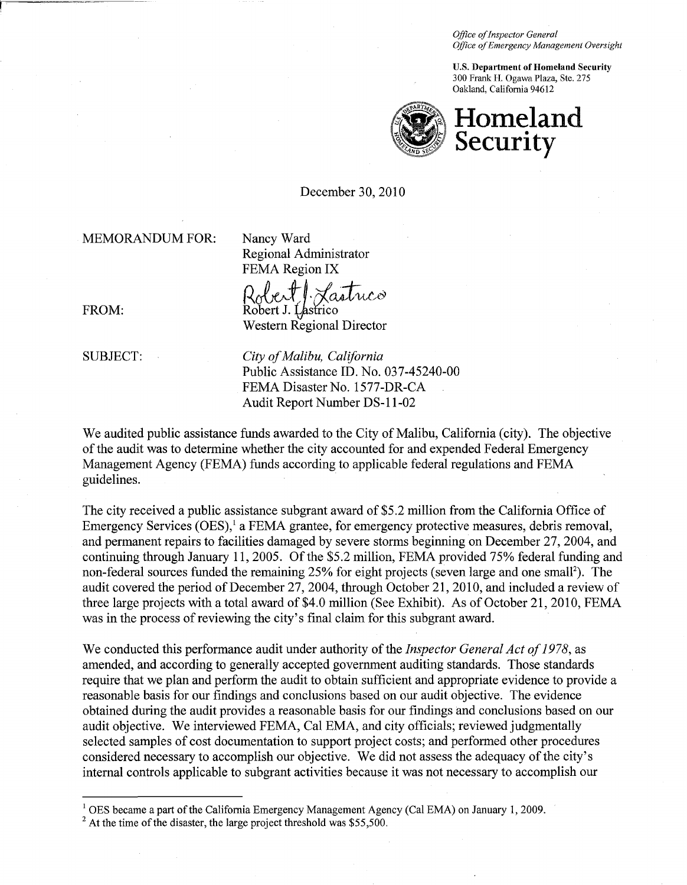*Office of Inspector General*
*Office of Emergency Management Oversight*

**U.S. Department of Homeland Security**
300 Frank H. Ogawa Plaza, Ste. 275
Oakland, California 94612

# Homeland Security

December 30, 2010

MEMORANDUM FOR: Nancy Ward
Regional Administrator
FEMA Region IX

FROM: Robert J. Lastrico
Western Regional Director

SUBJECT: *City of Malibu, California*
Public Assistance ID. No. 037-45240-00
FEMA Disaster No. 1577-DR-CA
Audit Report Number DS-11-02

We audited public assistance funds awarded to the City of Malibu, California (city). The objective of the audit was to determine whether the city accounted for and expended Federal Emergency Management Agency (FEMA) funds according to applicable federal regulations and FEMA guidelines.

The city received a public assistance subgrant award of $5.2 million from the California Office of Emergency Services (OES),[1] a FEMA grantee, for emergency protective measures, debris removal, and permanent repairs to facilities damaged by severe storms beginning on December 27, 2004, and continuing through January 11, 2005. Of the $5.2 million, FEMA provided 75% federal funding and non-federal sources funded the remaining 25% for eight projects (seven large and one small[2]). The audit covered the period of December 27, 2004, through October 21, 2010, and included a review of three large projects with a total award of $4.0 million (See Exhibit). As of October 21, 2010, FEMA was in the process of reviewing the city's final claim for this subgrant award.

We conducted this performance audit under authority of the *Inspector General Act of 1978*, as amended, and according to generally accepted government auditing standards. Those standards require that we plan and perform the audit to obtain sufficient and appropriate evidence to provide a reasonable basis for our findings and conclusions based on our audit objective. The evidence obtained during the audit provides a reasonable basis for our findings and conclusions based on our audit objective. We interviewed FEMA, Cal EMA, and city officials; reviewed judgmentally selected samples of cost documentation to support project costs; and performed other procedures considered necessary to accomplish our objective. We did not assess the adequacy of the city's internal controls applicable to subgrant activities because it was not necessary to accomplish our

---

[1] OES became a part of the California Emergency Management Agency (Cal EMA) on January 1, 2009.

[2] At the time of the disaster, the large project threshold was $55,500.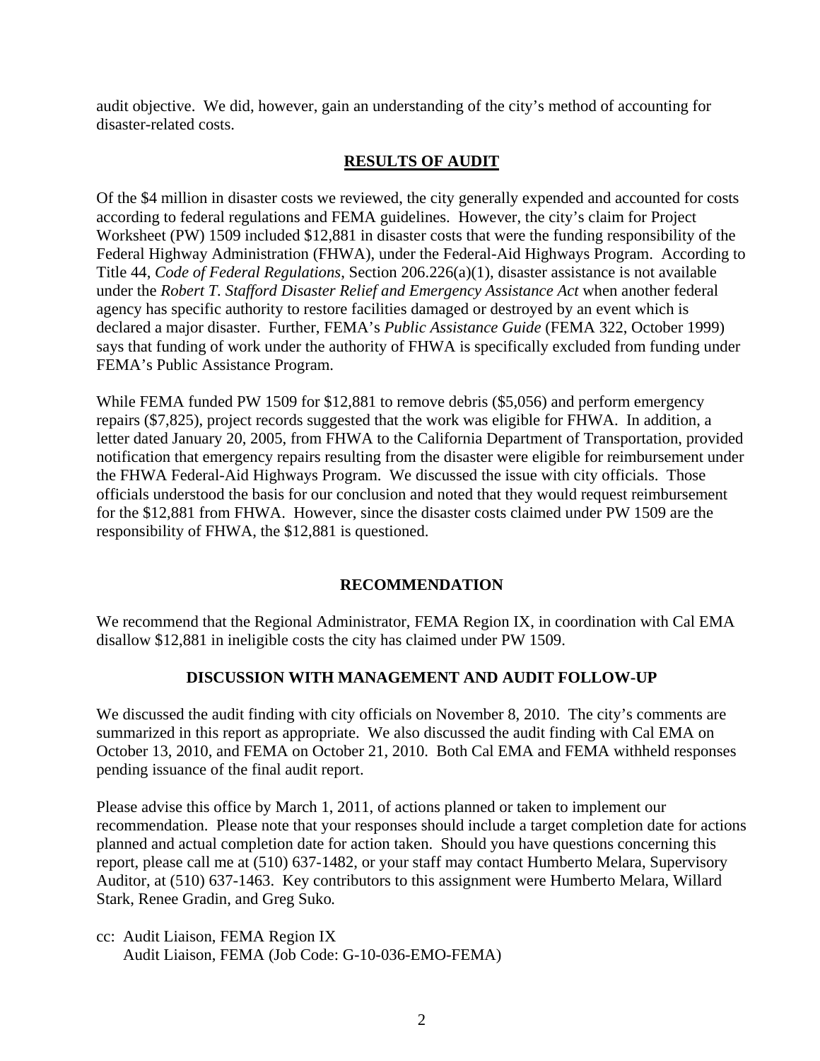audit objective. We did, however, gain an understanding of the city's method of accounting for disaster-related costs.

## **RESULTS OF AUDIT**

Of the $4 million in disaster costs we reviewed, the city generally expended and accounted for costs according to federal regulations and FEMA guidelines. However, the city's claim for Project Worksheet (PW) 1509 included $12,881 in disaster costs that were the funding responsibility of the Federal Highway Administration (FHWA), under the Federal-Aid Highways Program. According to Title 44, *Code of Federal Regulations*, Section 206.226(a)(1), disaster assistance is not available under the *Robert T. Stafford Disaster Relief and Emergency Assistance Act* when another federal agency has specific authority to restore facilities damaged or destroyed by an event which is declared a major disaster. Further, FEMA's *Public Assistance Guide* (FEMA 322, October 1999) says that funding of work under the authority of FHWA is specifically excluded from funding under FEMA's Public Assistance Program.

While FEMA funded PW 1509 for $12,881 to remove debris ($5,056) and perform emergency repairs ($7,825), project records suggested that the work was eligible for FHWA. In addition, a letter dated January 20, 2005, from FHWA to the California Department of Transportation, provided notification that emergency repairs resulting from the disaster were eligible for reimbursement under the FHWA Federal-Aid Highways Program. We discussed the issue with city officials. Those officials understood the basis for our conclusion and noted that they would request reimbursement for the $12,881 from FHWA. However, since the disaster costs claimed under PW 1509 are the responsibility of FHWA, the $12,881 is questioned.

## **RECOMMENDATION**

We recommend that the Regional Administrator, FEMA Region IX, in coordination with Cal EMA disallow $12,881 in ineligible costs the city has claimed under PW 1509.

## **DISCUSSION WITH MANAGEMENT AND AUDIT FOLLOW-UP**

We discussed the audit finding with city officials on November 8, 2010. The city's comments are summarized in this report as appropriate. We also discussed the audit finding with Cal EMA on October 13, 2010, and FEMA on October 21, 2010. Both Cal EMA and FEMA withheld responses pending issuance of the final audit report.

Please advise this office by March 1, 2011, of actions planned or taken to implement our recommendation. Please note that your responses should include a target completion date for actions planned and actual completion date for action taken. Should you have questions concerning this report, please call me at (510) 637-1482, or your staff may contact Humberto Melara, Supervisory Auditor, at (510) 637-1463. Key contributors to this assignment were Humberto Melara, Willard Stark, Renee Gradin, and Greg Suko*.*

cc: Audit Liaison, FEMA Region IX
Audit Liaison, FEMA (Job Code: G-10-036-EMO-FEMA)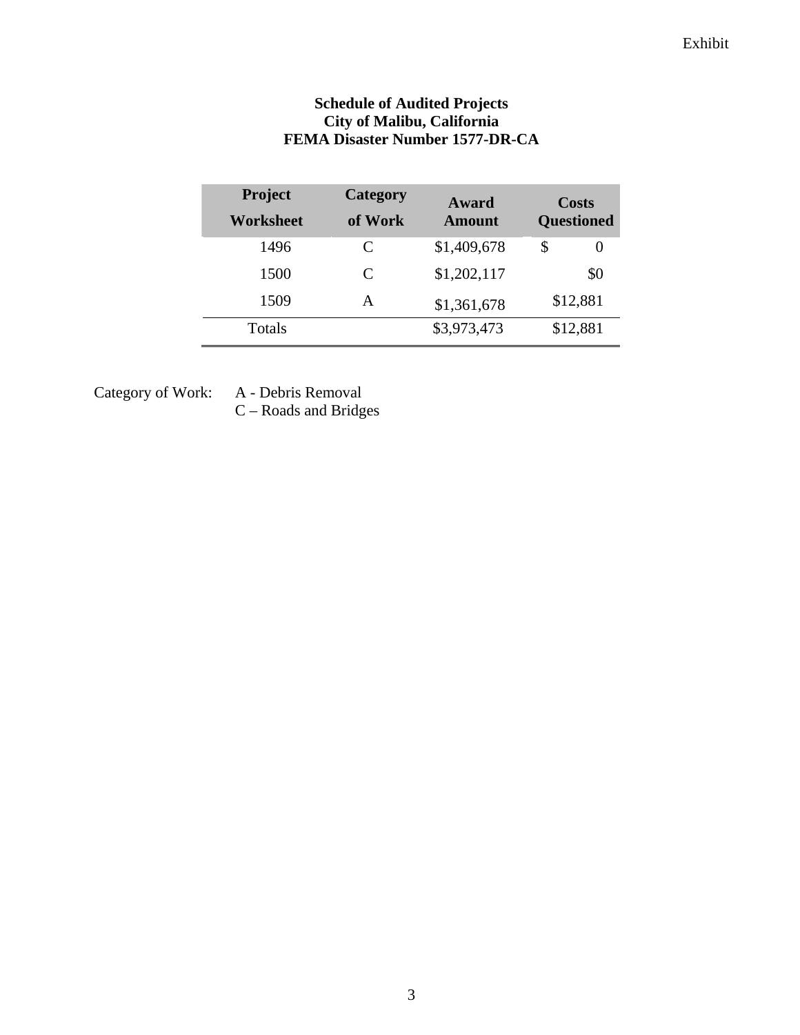Exhibit

**Schedule of Audited Projects**
**City of Malibu, California**
**FEMA Disaster Number 1577-DR-CA**

| Project Worksheet | Category of Work | Award Amount | Costs Questioned |
|---|---|---|---|
| 1496 | C | $1,409,678 | $ 0 |
| 1500 | C | $1,202,117 | $0 |
| 1509 | A | $1,361,678 | $12,881 |
| Totals | | $3,973,473 | $12,881 |

Category of Work: A - Debris Removal
C – Roads and Bridges